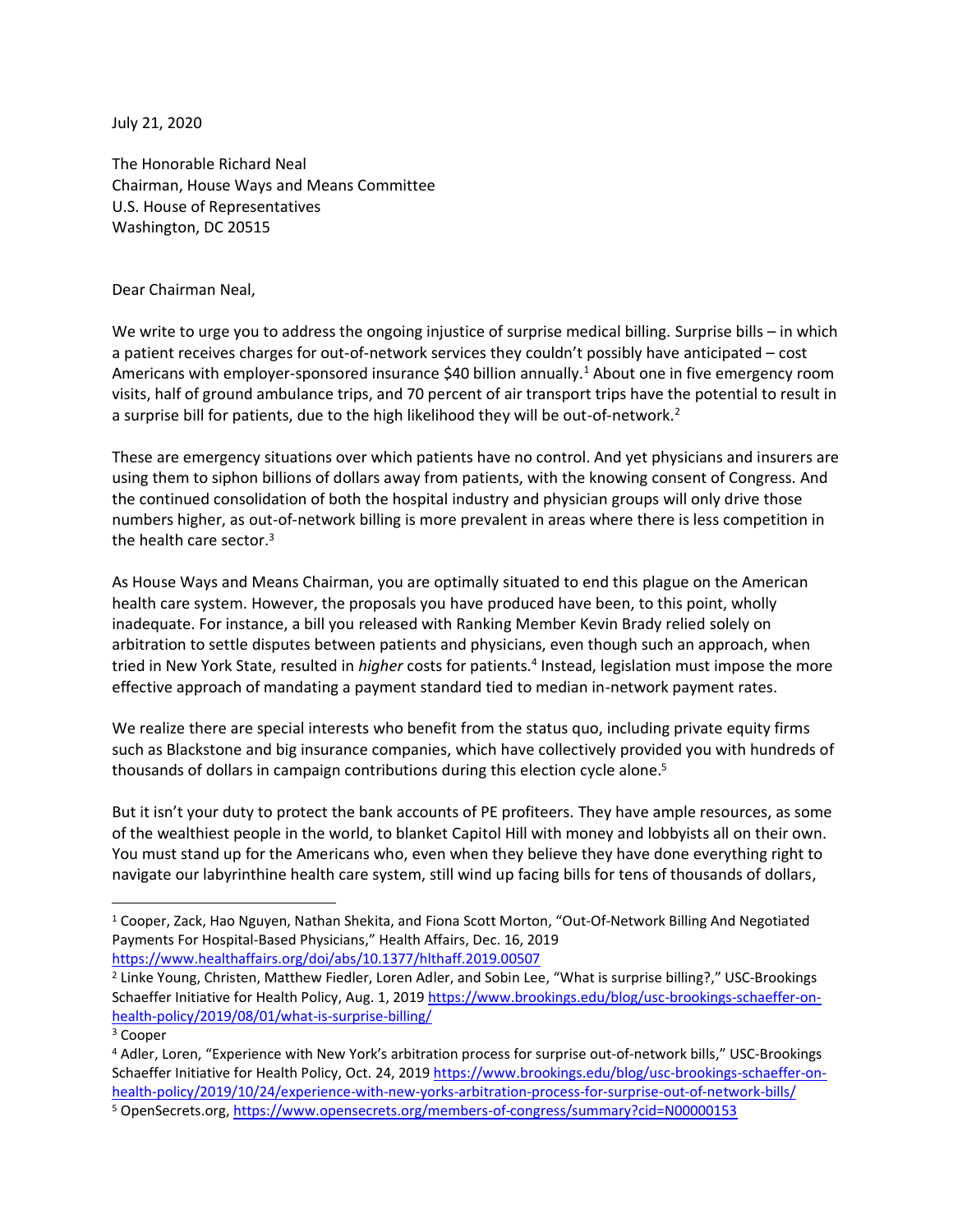July 21, 2020

The Honorable Richard Neal
Chairman, House Ways and Means Committee
U.S. House of Representatives
Washington, DC 20515

Dear Chairman Neal,

We write to urge you to address the ongoing injustice of surprise medical billing. Surprise bills – in which a patient receives charges for out-of-network services they couldn't possibly have anticipated – cost Americans with employer-sponsored insurance $40 billion annually.[1] About one in five emergency room visits, half of ground ambulance trips, and 70 percent of air transport trips have the potential to result in a surprise bill for patients, due to the high likelihood they will be out-of-network.[2]

These are emergency situations over which patients have no control. And yet physicians and insurers are using them to siphon billions of dollars away from patients, with the knowing consent of Congress. And the continued consolidation of both the hospital industry and physician groups will only drive those numbers higher, as out-of-network billing is more prevalent in areas where there is less competition in the health care sector.[3]

As House Ways and Means Chairman, you are optimally situated to end this plague on the American health care system. However, the proposals you have produced have been, to this point, wholly inadequate. For instance, a bill you released with Ranking Member Kevin Brady relied solely on arbitration to settle disputes between patients and physicians, even though such an approach, when tried in New York State, resulted in *higher* costs for patients.[4] Instead, legislation must impose the more effective approach of mandating a payment standard tied to median in-network payment rates.

We realize there are special interests who benefit from the status quo, including private equity firms such as Blackstone and big insurance companies, which have collectively provided you with hundreds of thousands of dollars in campaign contributions during this election cycle alone.[5]

But it isn't your duty to protect the bank accounts of PE profiteers. They have ample resources, as some of the wealthiest people in the world, to blanket Capitol Hill with money and lobbyists all on their own. You must stand up for the Americans who, even when they believe they have done everything right to navigate our labyrinthine health care system, still wind up facing bills for tens of thousands of dollars,

---

[1] Cooper, Zack, Hao Nguyen, Nathan Shekita, and Fiona Scott Morton, "Out-Of-Network Billing And Negotiated Payments For Hospital-Based Physicians," Health Affairs, Dec. 16, 2019 https://www.healthaffairs.org/doi/abs/10.1377/hlthaff.2019.00507

[2] Linke Young, Christen, Matthew Fiedler, Loren Adler, and Sobin Lee, "What is surprise billing?," USC-Brookings Schaeffer Initiative for Health Policy, Aug. 1, 2019 https://www.brookings.edu/blog/usc-brookings-schaeffer-on-health-policy/2019/08/01/what-is-surprise-billing/

[3] Cooper

[4] Adler, Loren, "Experience with New York's arbitration process for surprise out-of-network bills," USC-Brookings Schaeffer Initiative for Health Policy, Oct. 24, 2019 https://www.brookings.edu/blog/usc-brookings-schaeffer-on-health-policy/2019/10/24/experience-with-new-yorks-arbitration-process-for-surprise-out-of-network-bills/

[5] OpenSecrets.org, https://www.opensecrets.org/members-of-congress/summary?cid=N00000153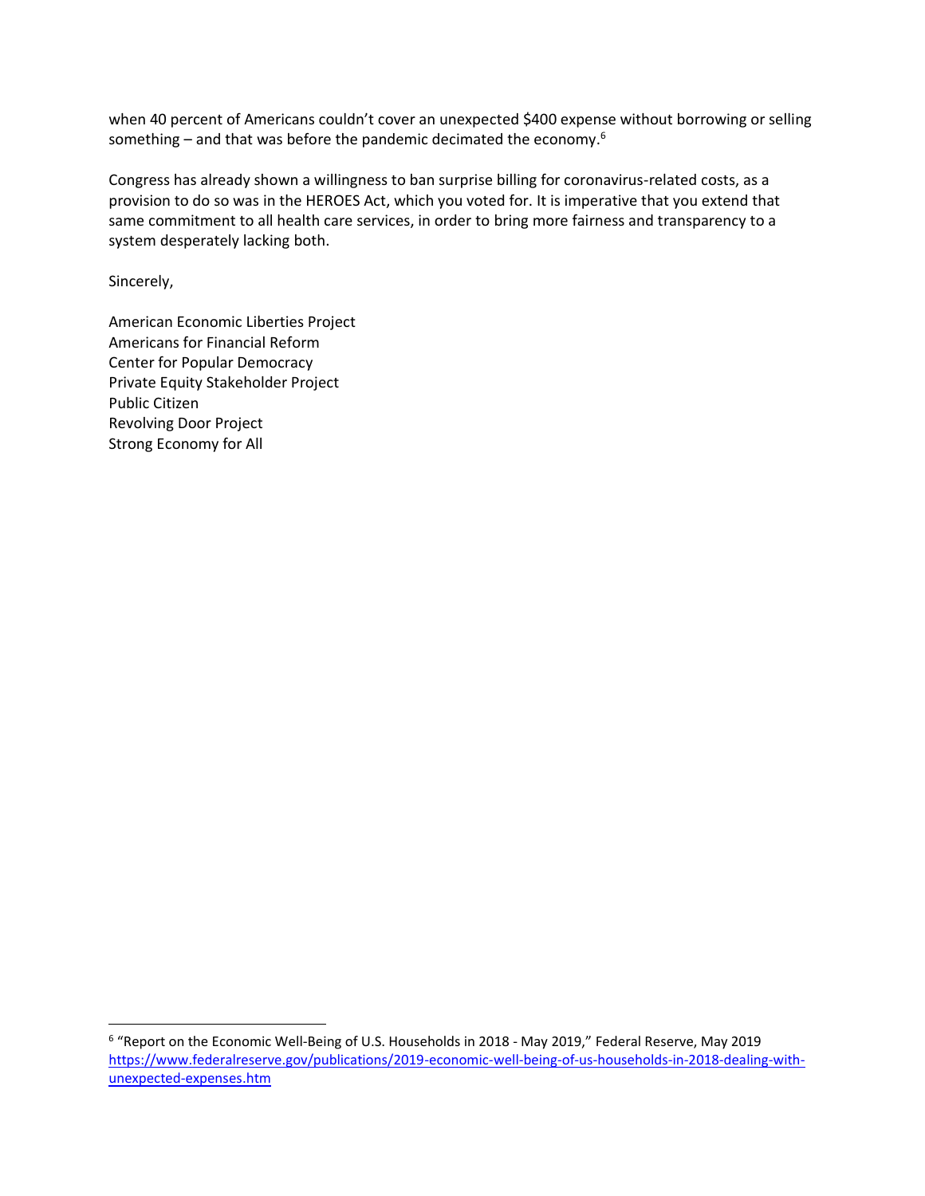when 40 percent of Americans couldn't cover an unexpected $400 expense without borrowing or selling something – and that was before the pandemic decimated the economy.[6]

Congress has already shown a willingness to ban surprise billing for coronavirus-related costs, as a provision to do so was in the HEROES Act, which you voted for. It is imperative that you extend that same commitment to all health care services, in order to bring more fairness and transparency to a system desperately lacking both.

Sincerely,

American Economic Liberties Project
Americans for Financial Reform
Center for Popular Democracy
Private Equity Stakeholder Project
Public Citizen
Revolving Door Project
Strong Economy for All

---

[6] "Report on the Economic Well-Being of U.S. Households in 2018 - May 2019," Federal Reserve, May 2019 https://www.federalreserve.gov/publications/2019-economic-well-being-of-us-households-in-2018-dealing-with-unexpected-expenses.htm